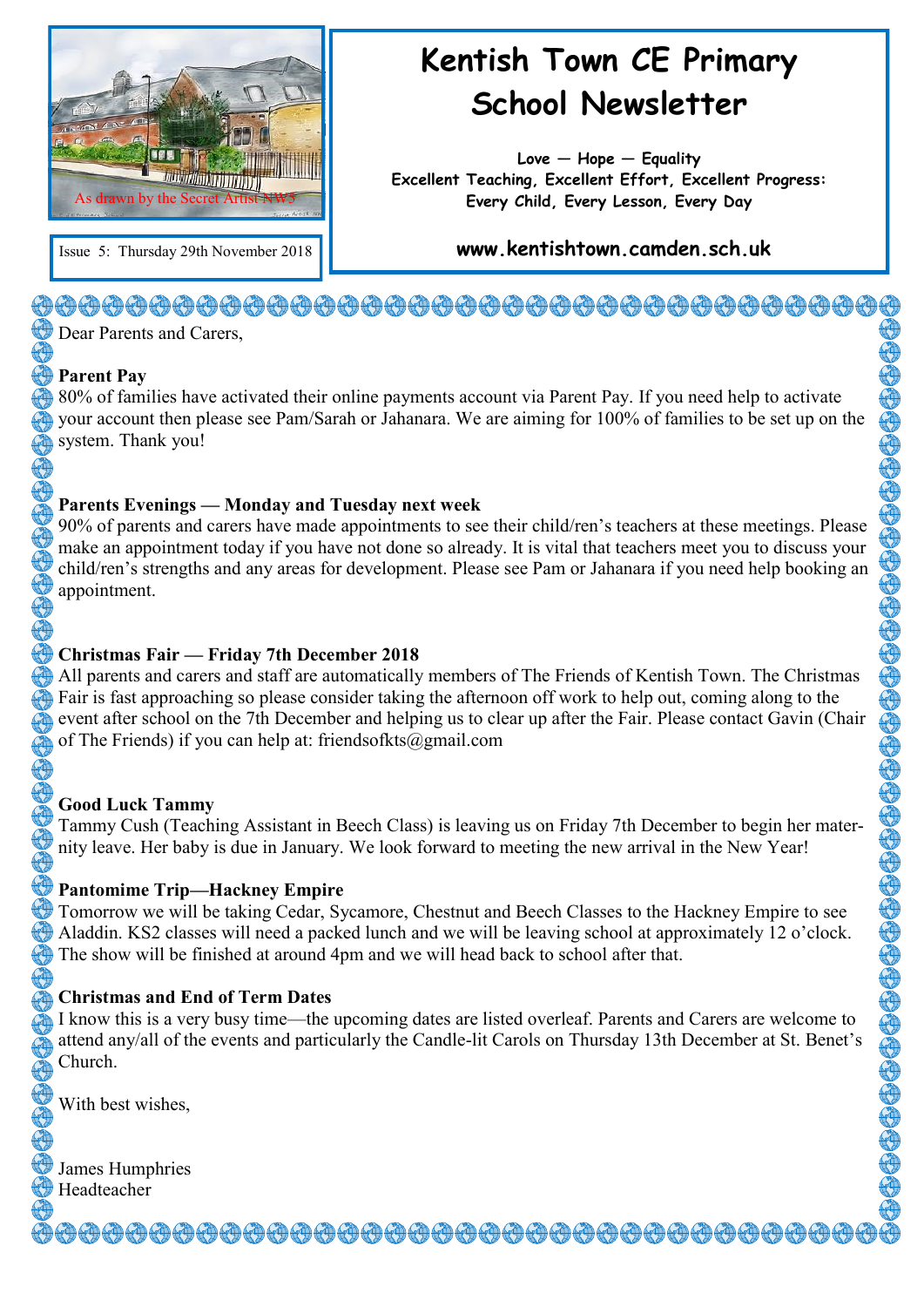As drawn by the Secret Artist NW5

Issue 5: Thursday 29th November 2018

# Kentish Town CE Primary School Newsletter

**Love — Hope — Equality**
**Excellent Teaching, Excellent Effort, Excellent Progress:**
**Every Child, Every Lesson, Every Day**

**www.kentishtown.camden.sch.uk**

Dear Parents and Carers,

**Parent Pay**

80% of families have activated their online payments account via Parent Pay. If you need help to activate your account then please see Pam/Sarah or Jahanara. We are aiming for 100% of families to be set up on the system. Thank you!

**Parents Evenings — Monday and Tuesday next week**

90% of parents and carers have made appointments to see their child/ren's teachers at these meetings. Please make an appointment today if you have not done so already. It is vital that teachers meet you to discuss your child/ren's strengths and any areas for development. Please see Pam or Jahanara if you need help booking an appointment.

**Christmas Fair — Friday 7th December 2018**

All parents and carers and staff are automatically members of The Friends of Kentish Town. The Christmas Fair is fast approaching so please consider taking the afternoon off work to help out, coming along to the event after school on the 7th December and helping us to clear up after the Fair. Please contact Gavin (Chair of The Friends) if you can help at: friendsofkts@gmail.com

**Good Luck Tammy**

Tammy Cush (Teaching Assistant in Beech Class) is leaving us on Friday 7th December to begin her maternity leave. Her baby is due in January. We look forward to meeting the new arrival in the New Year!

**Pantomime Trip—Hackney Empire**

Tomorrow we will be taking Cedar, Sycamore, Chestnut and Beech Classes to the Hackney Empire to see Aladdin. KS2 classes will need a packed lunch and we will be leaving school at approximately 12 o'clock. The show will be finished at around 4pm and we will head back to school after that.

**Christmas and End of Term Dates**

I know this is a very busy time—the upcoming dates are listed overleaf. Parents and Carers are welcome to attend any/all of the events and particularly the Candle-lit Carols on Thursday 13th December at St. Benet's Church.

With best wishes,

James Humphries
Headteacher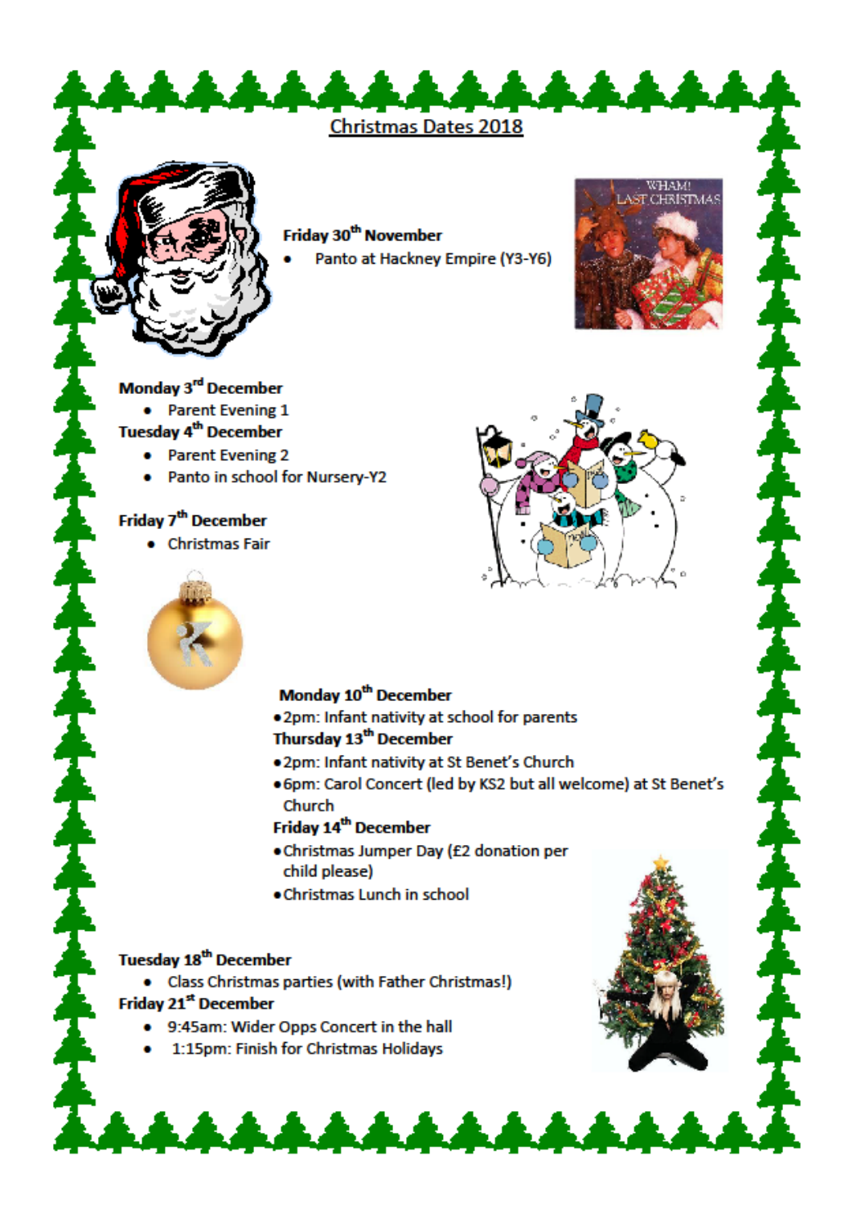# Christmas Dates 2018

**Friday 30th November**

- Panto at Hackney Empire (Y3-Y6)

**Monday 3rd December**

- Parent Evening 1

**Tuesday 4th December**

- Parent Evening 2
- Panto in school for Nursery-Y2

**Friday 7th December**

- Christmas Fair

**Monday 10th December**

- 2pm: Infant nativity at school for parents

**Thursday 13th December**

- 2pm: Infant nativity at St Benet's Church
- 6pm: Carol Concert (led by KS2 but all welcome) at St Benet's Church

**Friday 14th December**

- Christmas Jumper Day (£2 donation per child please)
- Christmas Lunch in school

**Tuesday 18th December**

- Class Christmas parties (with Father Christmas!)

**Friday 21st December**

- 9:45am: Wider Opps Concert in the hall
- 1:15pm: Finish for Christmas Holidays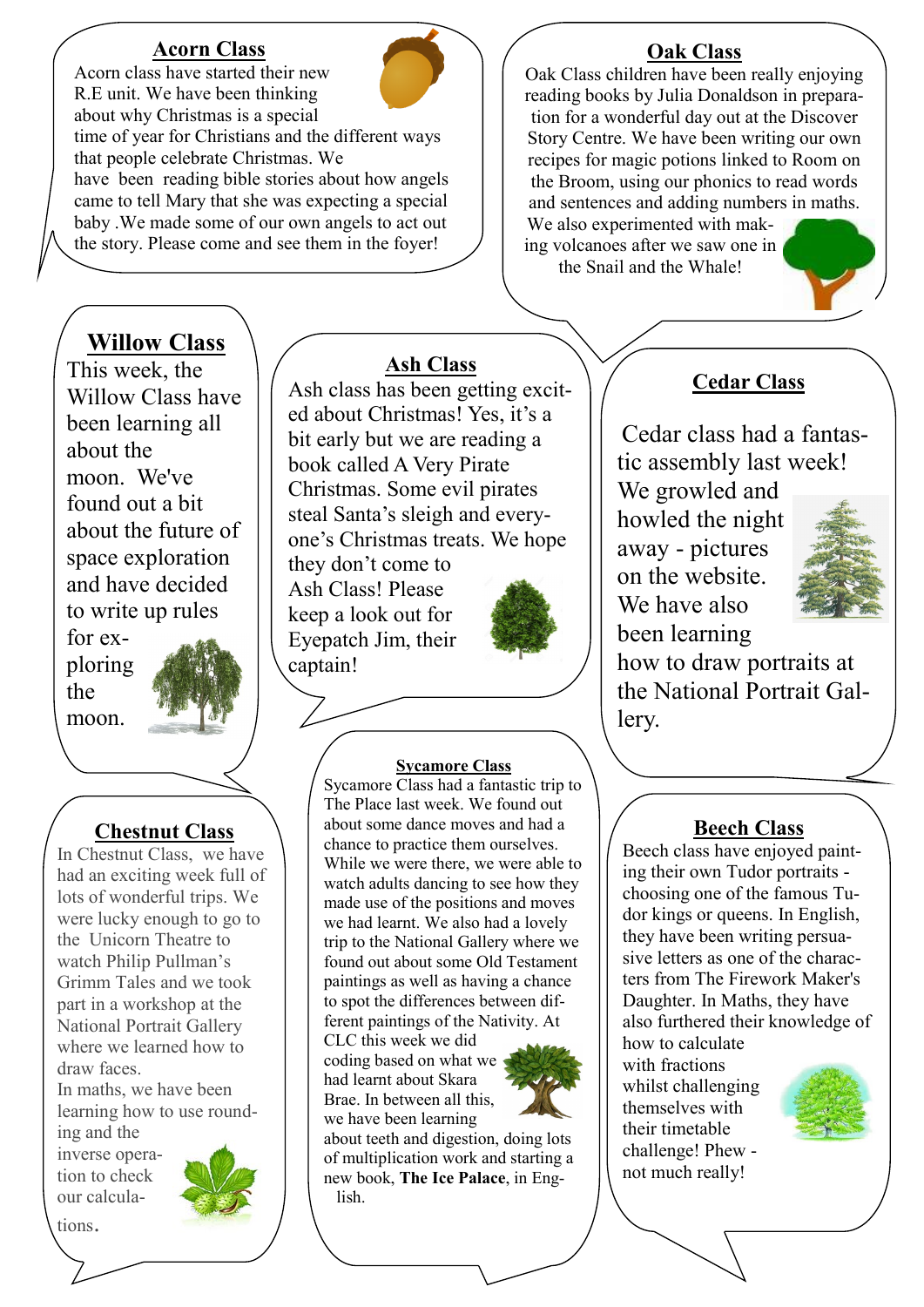## Acorn Class

Acorn class have started their new R.E unit. We have been thinking about why Christmas is a special time of year for Christians and the different ways that people celebrate Christmas. We have been reading bible stories about how angels came to tell Mary that she was expecting a special baby .We made some of our own angels to act out the story. Please come and see them in the foyer!

## Oak Class

Oak Class children have been really enjoying reading books by Julia Donaldson in preparation for a wonderful day out at the Discover Story Centre. We have been writing our own recipes for magic potions linked to Room on the Broom, using our phonics to read words and sentences and adding numbers in maths. We also experimented with making volcanoes after we saw one in the Snail and the Whale!

## Willow Class

This week, the Willow Class have been learning all about the moon. We've found out a bit about the future of space exploration and have decided to write up rules for exploring the moon.

## Ash Class

Ash class has been getting excited about Christmas! Yes, it's a bit early but we are reading a book called A Very Pirate Christmas. Some evil pirates steal Santa's sleigh and everyone's Christmas treats. We hope they don't come to Ash Class! Please keep a look out for Eyepatch Jim, their captain!

## Cedar Class

Cedar class had a fantastic assembly last week! We growled and howled the night away - pictures on the website. We have also been learning how to draw portraits at the National Portrait Gallery.

## Chestnut Class

In Chestnut Class, we have had an exciting week full of lots of wonderful trips. We were lucky enough to go to the Unicorn Theatre to watch Philip Pullman's Grimm Tales and we took part in a workshop at the National Portrait Gallery where we learned how to draw faces.

In maths, we have been learning how to use rounding and the inverse operation to check our calculations.

## Sycamore Class

Sycamore Class had a fantastic trip to The Place last week. We found out about some dance moves and had a chance to practice them ourselves. While we were there, we were able to watch adults dancing to see how they made use of the positions and moves we had learnt. We also had a lovely trip to the National Gallery where we found out about some Old Testament paintings as well as having a chance to spot the differences between different paintings of the Nativity. At CLC this week we did coding based on what we had learnt about Skara Brae. In between all this, we have been learning about teeth and digestion, doing lots of multiplication work and starting a new book, **The Ice Palace**, in English.

## Beech Class

Beech class have enjoyed painting their own Tudor portraits - choosing one of the famous Tudor kings or queens. In English, they have been writing persuasive letters as one of the characters from The Firework Maker's Daughter. In Maths, they have also furthered their knowledge of how to calculate with fractions whilst challenging themselves with their timetable challenge! Phew - not much really!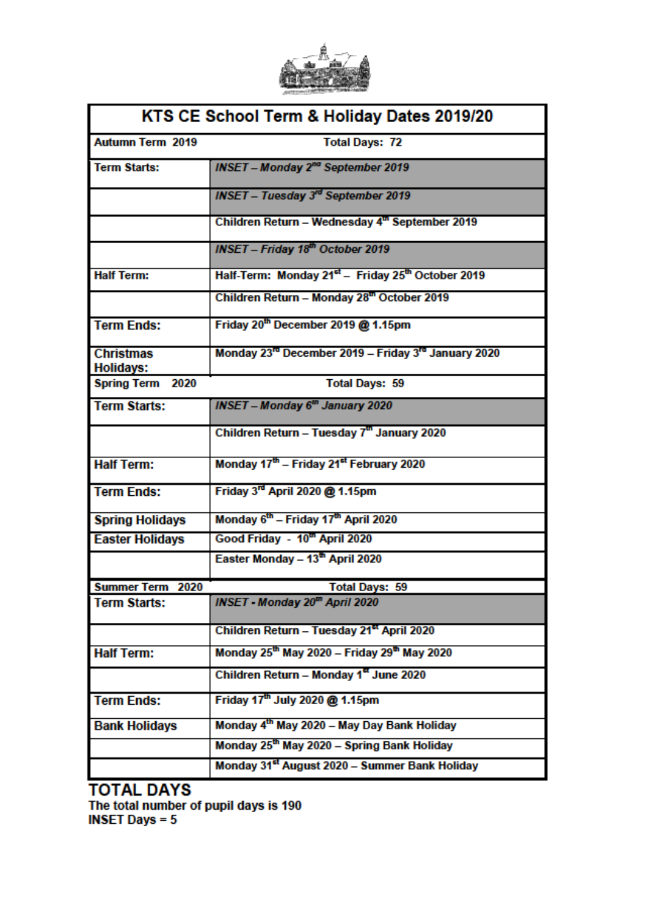| KTS CE School Term & Holiday Dates 2019/20 | |
|---|---|
| **Autumn Term 2019** | **Total Days: 72** |
| **Term Starts:** | ***INSET – Monday 2nd September 2019*** |
| | ***INSET – Tuesday 3rd September 2019*** |
| | **Children Return – Wednesday 4th September 2019** |
| | ***INSET – Friday 18th October 2019*** |
| **Half Term:** | **Half-Term: Monday 21st – Friday 25th October 2019** |
| | **Children Return – Monday 28th October 2019** |
| **Term Ends:** | **Friday 20th December 2019 @ 1.15pm** |
| **Christmas Holidays:** | **Monday 23rd December 2019 – Friday 3rd January 2020** |
| **Spring Term 2020** | **Total Days: 59** |
| **Term Starts:** | ***INSET – Monday 6th January 2020*** |
| | **Children Return – Tuesday 7th January 2020** |
| **Half Term:** | **Monday 17th – Friday 21st February 2020** |
| **Term Ends:** | **Friday 3rd April 2020 @ 1.15pm** |
| **Spring Holidays** | **Monday 6th – Friday 17th April 2020** |
| **Easter Holidays** | **Good Friday - 10th April 2020** |
| | **Easter Monday – 13th April 2020** |
| **Summer Term 2020** | **Total Days: 59** |
| **Term Starts:** | ***INSET - Monday 20th April 2020*** |
| | **Children Return – Tuesday 21st April 2020** |
| **Half Term:** | **Monday 25th May 2020 – Friday 29th May 2020** |
| | **Children Return – Monday 1st June 2020** |
| **Term Ends:** | **Friday 17th July 2020 @ 1.15pm** |
| **Bank Holidays** | **Monday 4th May 2020 – May Day Bank Holiday** |
| | **Monday 25th May 2020 – Spring Bank Holiday** |
| | **Monday 31st August 2020 – Summer Bank Holiday** |

## TOTAL DAYS

**The total number of pupil days is 190**
**INSET Days = 5**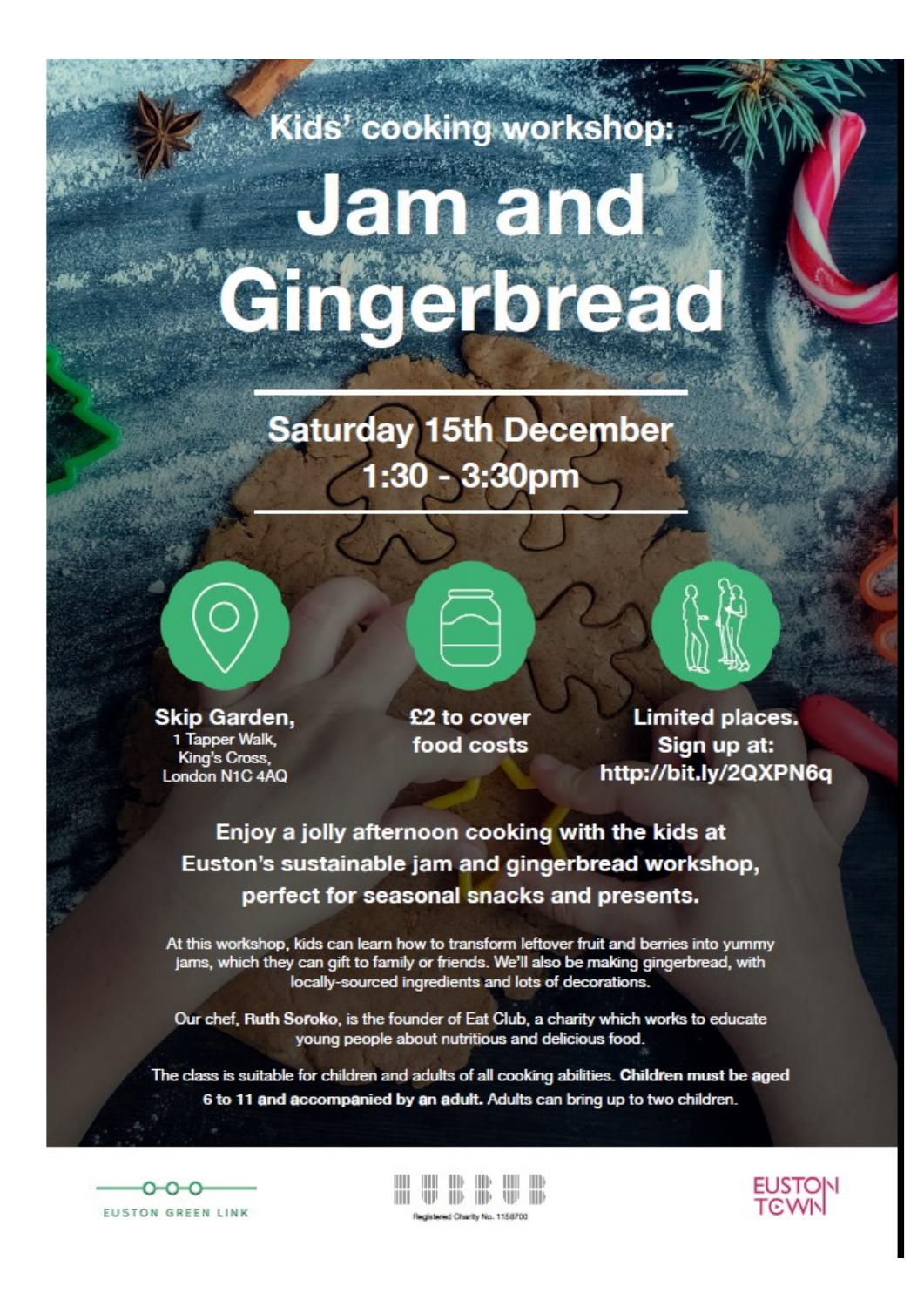Kids' cooking workshop:

# Jam and Gingerbread

## Saturday 15th December
## 1:30 - 3:30pm

**Skip Garden,**
1 Tapper Walk,
King's Cross,
London N1C 4AQ

**£2 to cover food costs**

**Limited places. Sign up at: http://bit.ly/2QXPN6q**

**Enjoy a jolly afternoon cooking with the kids at Euston's sustainable jam and gingerbread workshop, perfect for seasonal snacks and presents.**

At this workshop, kids can learn how to transform leftover fruit and berries into yummy jams, which they can gift to family or friends. We'll also be making gingerbread, with locally-sourced ingredients and lots of decorations.

Our chef, **Ruth Soroko**, is the founder of Eat Club, a charity which works to educate young people about nutritious and delicious food.

The class is suitable for children and adults of all cooking abilities. **Children must be aged 6 to 11 and accompanied by an adult.** Adults can bring up to two children.

EUSTON GREEN LINK

HUBBUB
Registered Charity No. 1158700

EUSTON TOWN